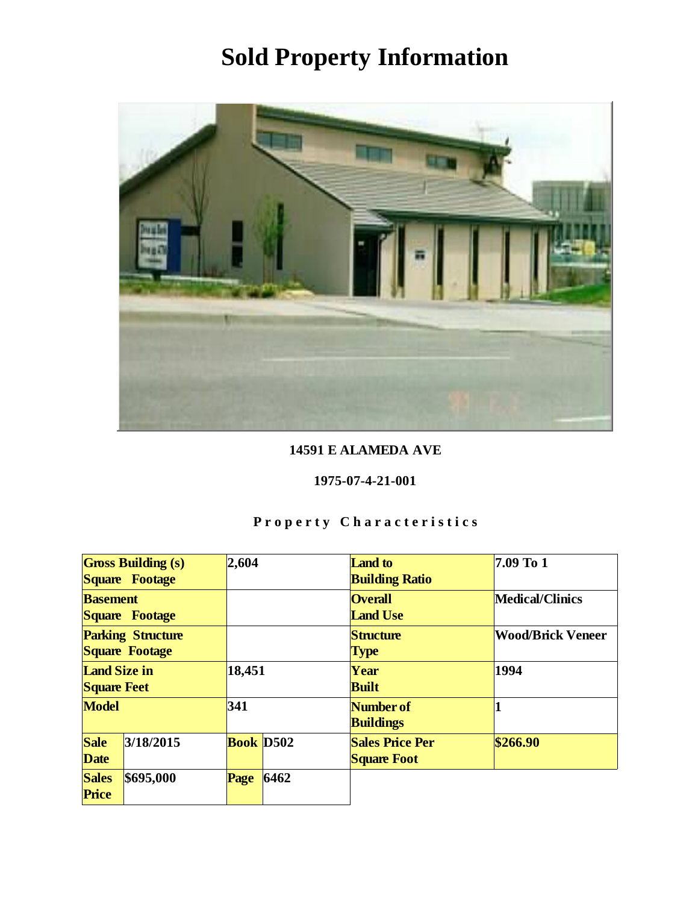# Sold Property Information

**14591 E ALAMEDA AVE**

**1975-07-4-21-001**

**Property Characteristics**

| Gross Building (s) Square Footage | | 2,604 | | Land to Building Ratio | 7.09 To 1 |
|---|---|---|---|---|---|
| Basement Square Footage | | | | Overall Land Use | Medical/Clinics |
| Parking Structure Square Footage | | | | Structure Type | Wood/Brick Veneer |
| Land Size in Square Feet | | 18,451 | | Year Built | 1994 |
| Model | | 341 | | Number of Buildings | 1 |
| Sale Date | 3/18/2015 | Book | D502 | Sales Price Per Square Foot | $266.90 |
| Sales Price | $695,000 | Page | 6462 | | |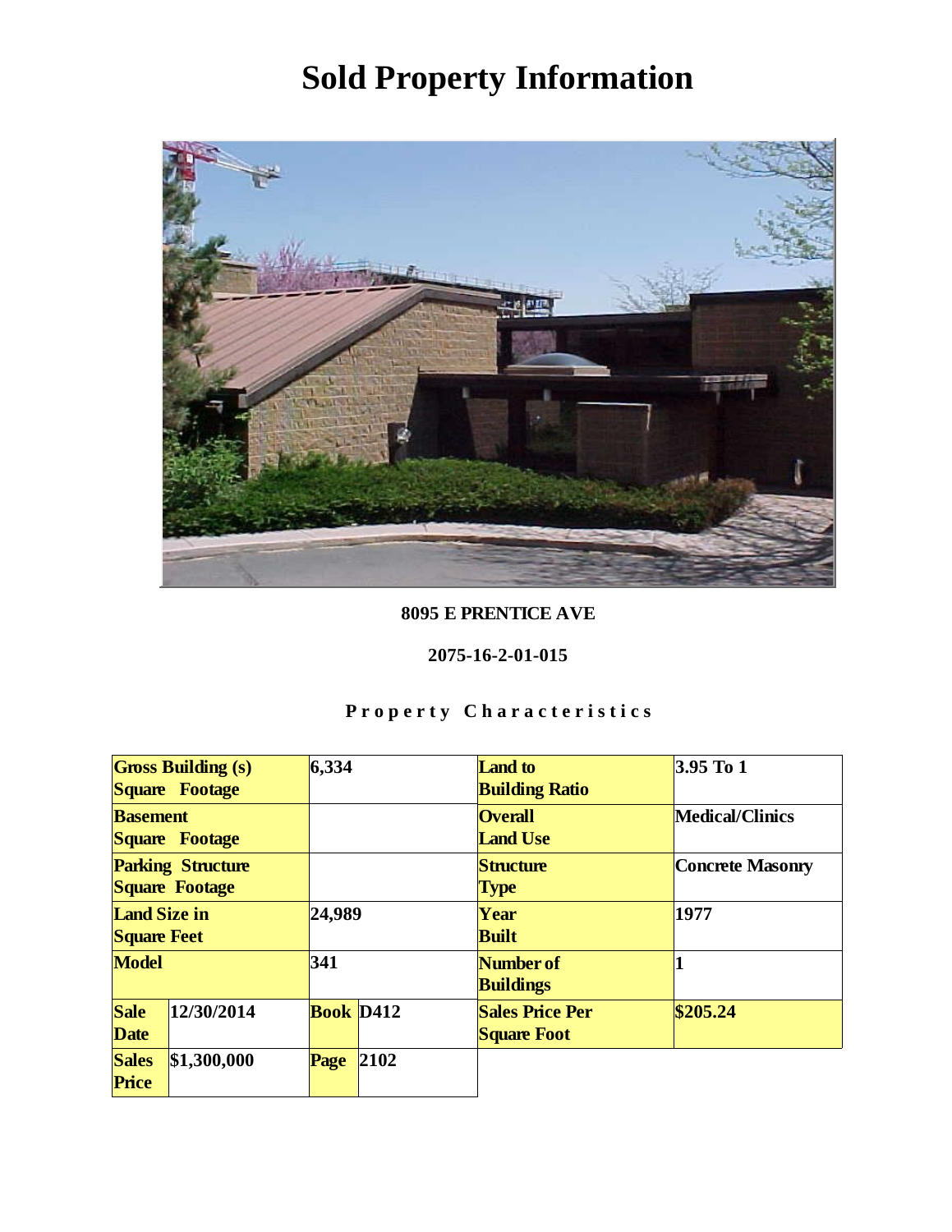# Sold Property Information

**8095 E PRENTICE AVE**

**2075-16-2-01-015**

**Property Characteristics**

| Gross Building (s) Square Footage | | 6,334 | | Land to Building Ratio | 3.95 To 1 |
|---|---|---|---|---|---|
| Basement Square Footage | | | | Overall Land Use | Medical/Clinics |
| Parking Structure Square Footage | | | | Structure Type | Concrete Masonry |
| Land Size in Square Feet | | 24,989 | | Year Built | 1977 |
| Model | | 341 | | Number of Buildings | 1 |
| Sale Date | 12/30/2014 | Book | D412 | Sales Price Per Square Foot | $205.24 |
| Sales Price | $1,300,000 | Page | 2102 | | |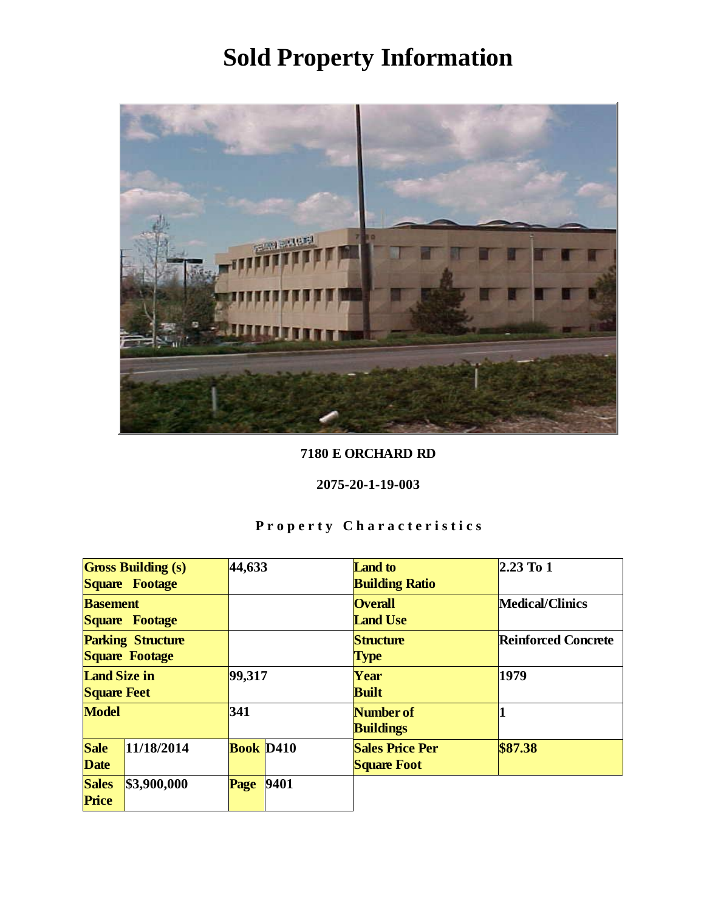# Sold Property Information

**7180 E ORCHARD RD**

**2075-20-1-19-003**

**Property Characteristics**

| | | | | | |
|---|---|---|---|---|---|
| **Gross Building (s) Square Footage** | | 44,633 | | **Land to Building Ratio** | 2.23 To 1 |
| **Basement Square Footage** | | | | **Overall Land Use** | Medical/Clinics |
| **Parking Structure Square Footage** | | | | **Structure Type** | Reinforced Concrete |
| **Land Size in Square Feet** | | 99,317 | | **Year Built** | 1979 |
| **Model** | | 341 | | **Number of Buildings** | 1 |
| **Sale Date** | 11/18/2014 | **Book** | D410 | **Sales Price Per Square Foot** | $87.38 |
| **Sales Price** | $3,900,000 | **Page** | 9401 | | |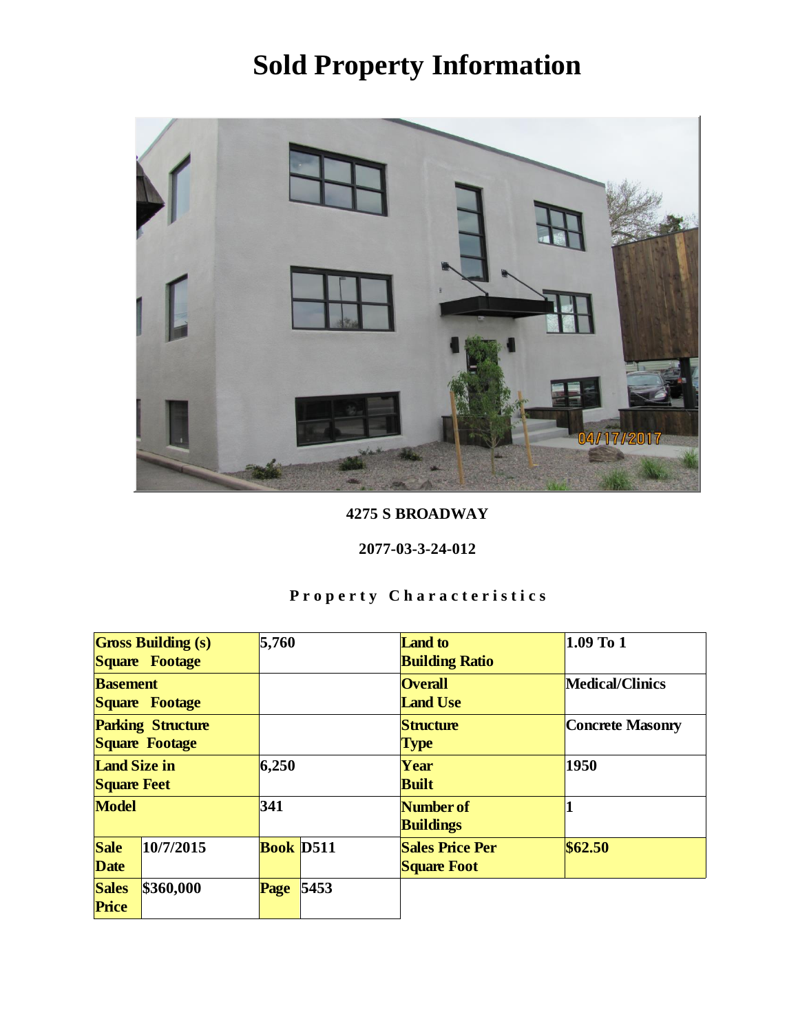# Sold Property Information

**4275 S BROADWAY**

**2077-03-3-24-012**

**Property Characteristics**

| Gross Building (s) Square Footage | | 5,760 | | Land to Building Ratio | 1.09 To 1 |
|---|---|---|---|---|---|
| Basement Square Footage | | | | Overall Land Use | Medical/Clinics |
| Parking Structure Square Footage | | | | Structure Type | Concrete Masonry |
| Land Size in Square Feet | | 6,250 | | Year Built | 1950 |
| Model | | 341 | | Number of Buildings | 1 |
| Sale Date | 10/7/2015 | Book | D511 | Sales Price Per Square Foot | $62.50 |
| Sales Price | $360,000 | Page | 5453 | | |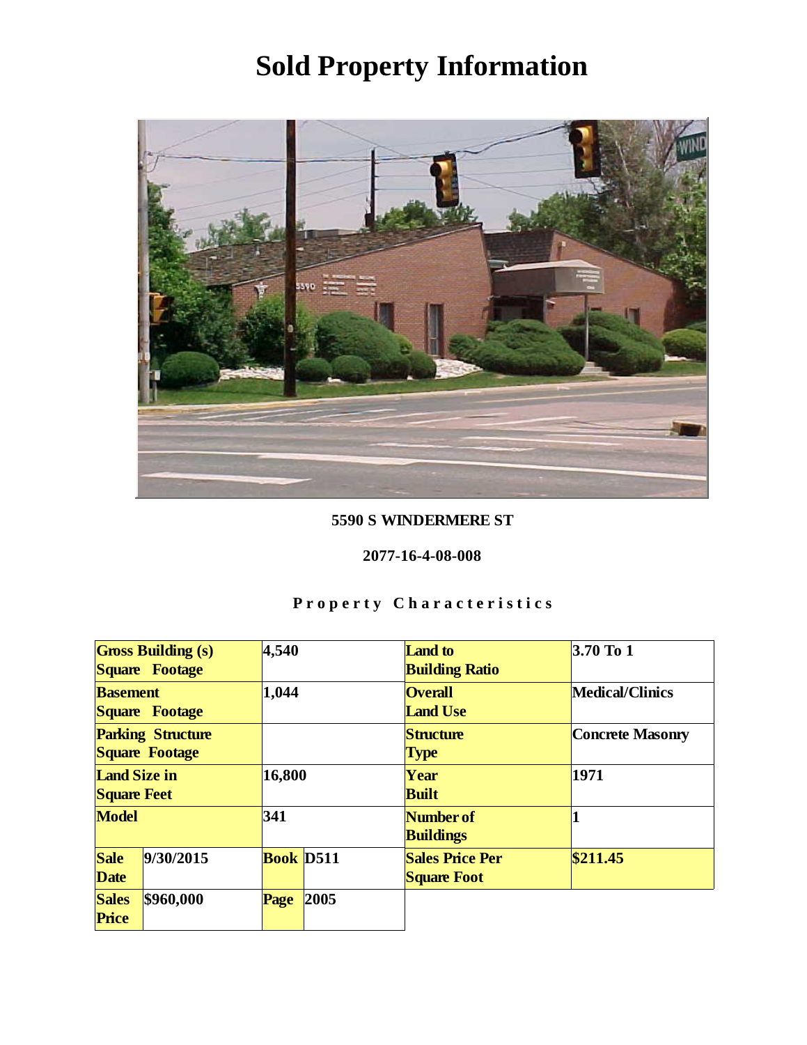# Sold Property Information

**5590 S WINDERMERE ST**

**2077-16-4-08-008**

**Property Characteristics**

| | | | | | |
|---|---|---|---|---|---|
| **Gross Building (s) Square Footage** | | 4,540 | | **Land to Building Ratio** | 3.70 To 1 |
| **Basement Square Footage** | | 1,044 | | **Overall Land Use** | Medical/Clinics |
| **Parking Structure Square Footage** | | | | **Structure Type** | Concrete Masonry |
| **Land Size in Square Feet** | | 16,800 | | **Year Built** | 1971 |
| **Model** | | 341 | | **Number of Buildings** | 1 |
| **Sale Date** | 9/30/2015 | **Book** | D511 | **Sales Price Per Square Foot** | $211.45 |
| **Sales Price** | $960,000 | **Page** | 2005 | | |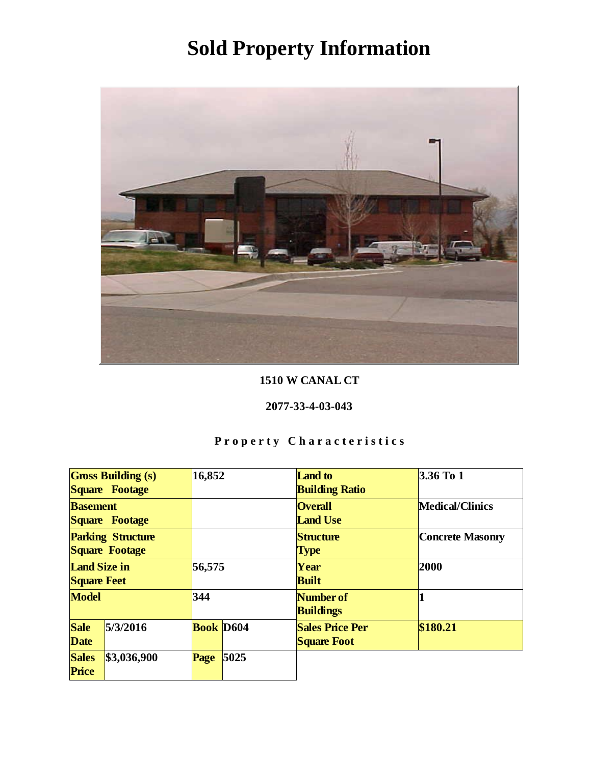# Sold Property Information

**1510 W CANAL CT**

**2077-33-4-03-043**

**Property Characteristics**

| Gross Building (s) Square Footage | | 16,852 | | Land to Building Ratio | 3.36 To 1 |
|---|---|---|---|---|---|
| Basement Square Footage | | | | Overall Land Use | Medical/Clinics |
| Parking Structure Square Footage | | | | Structure Type | Concrete Masonry |
| Land Size in Square Feet | | 56,575 | | Year Built | 2000 |
| Model | | 344 | | Number of Buildings | 1 |
| Sale Date | 5/3/2016 | Book | D604 | Sales Price Per Square Foot | $180.21 |
| Sales Price | $3,036,900 | Page | 5025 | | |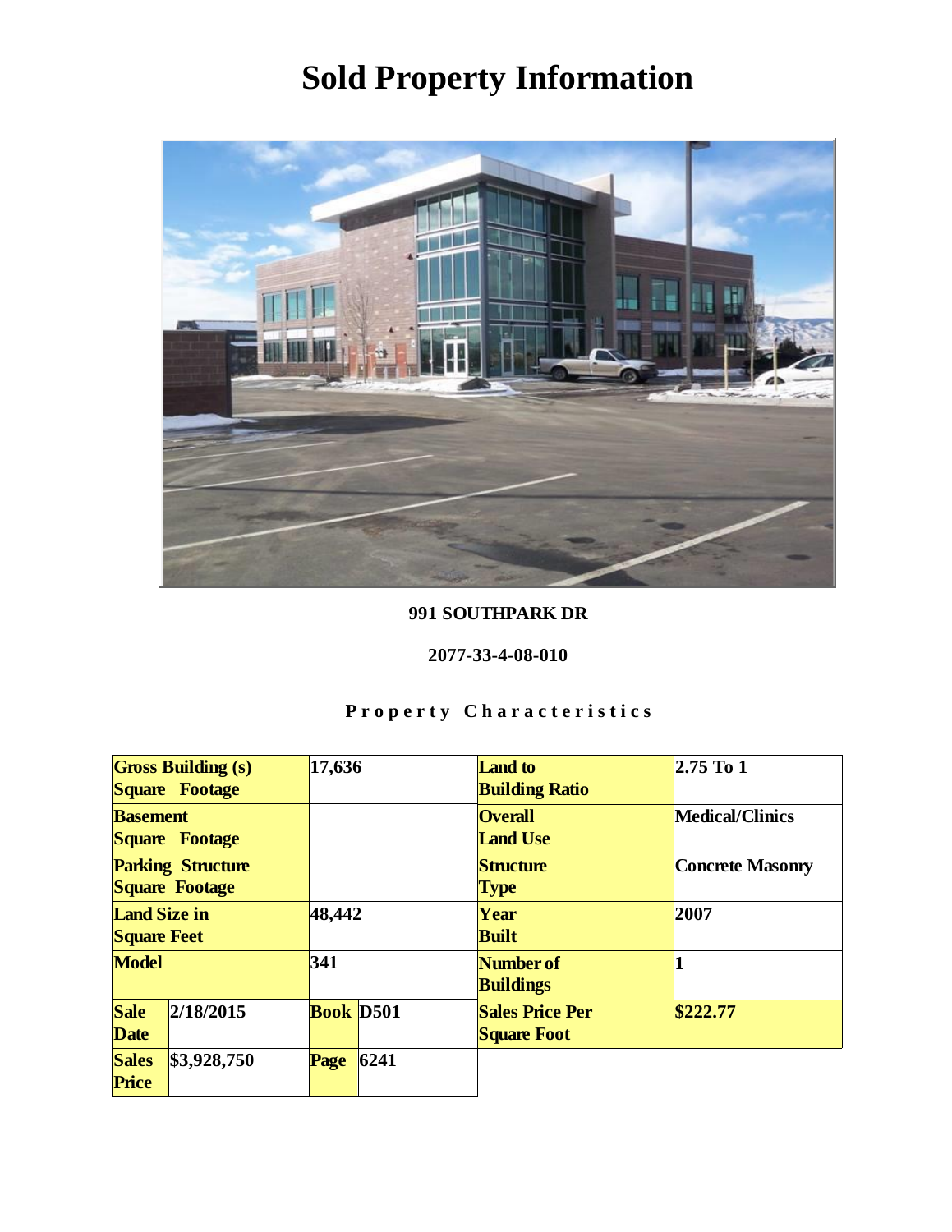# Sold Property Information

**991 SOUTHPARK DR**

**2077-33-4-08-010**

**Property Characteristics**

| | | | | | |
|---|---|---|---|---|---|
| **Gross Building (s) Square Footage** | | 17,636 | | **Land to Building Ratio** | 2.75 To 1 |
| **Basement Square Footage** | | | | **Overall Land Use** | Medical/Clinics |
| **Parking Structure Square Footage** | | | | **Structure Type** | Concrete Masonry |
| **Land Size in Square Feet** | | 48,442 | | **Year Built** | 2007 |
| **Model** | | 341 | | **Number of Buildings** | 1 |
| **Sale Date** | 2/18/2015 | **Book** | D501 | **Sales Price Per Square Foot** | $222.77 |
| **Sales Price** | $3,928,750 | **Page** | 6241 | | |